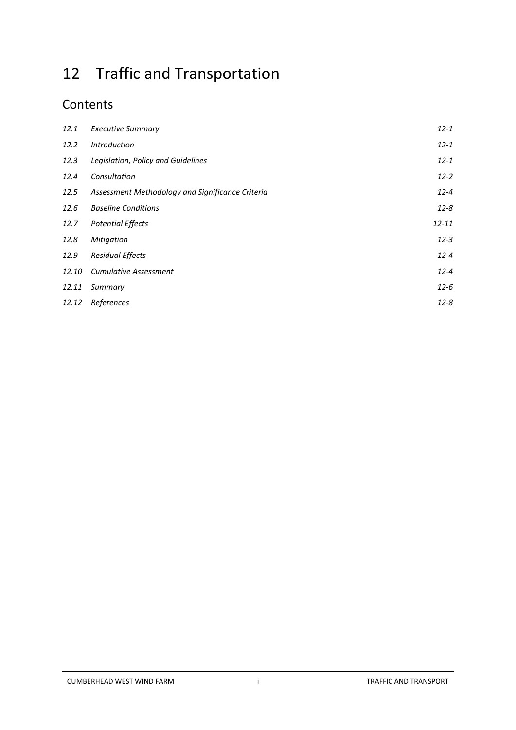# 12 Traffic and Transportation

## Contents

| | | |
|---|---|---|
| *12.1* | *Executive Summary* | *12-1* |
| *12.2* | *Introduction* | *12-1* |
| *12.3* | *Legislation, Policy and Guidelines* | *12-1* |
| *12.4* | *Consultation* | *12-2* |
| *12.5* | *Assessment Methodology and Significance Criteria* | *12-4* |
| *12.6* | *Baseline Conditions* | *12-8* |
| *12.7* | *Potential Effects* | *12-11* |
| *12.8* | *Mitigation* | *12-3* |
| *12.9* | *Residual Effects* | *12-4* |
| *12.10* | *Cumulative Assessment* | *12-4* |
| *12.11* | *Summary* | *12-6* |
| *12.12* | *References* | *12-8* |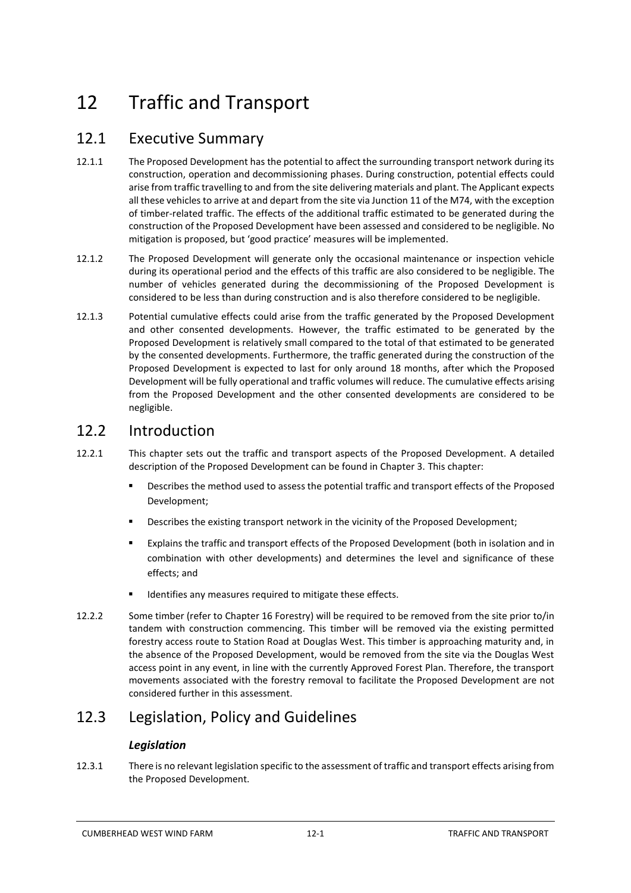# 12 Traffic and Transport

## 12.1 Executive Summary

12.1.1 The Proposed Development has the potential to affect the surrounding transport network during its construction, operation and decommissioning phases. During construction, potential effects could arise from traffic travelling to and from the site delivering materials and plant. The Applicant expects all these vehicles to arrive at and depart from the site via Junction 11 of the M74, with the exception of timber-related traffic. The effects of the additional traffic estimated to be generated during the construction of the Proposed Development have been assessed and considered to be negligible. No mitigation is proposed, but 'good practice' measures will be implemented.

12.1.2 The Proposed Development will generate only the occasional maintenance or inspection vehicle during its operational period and the effects of this traffic are also considered to be negligible. The number of vehicles generated during the decommissioning of the Proposed Development is considered to be less than during construction and is also therefore considered to be negligible.

12.1.3 Potential cumulative effects could arise from the traffic generated by the Proposed Development and other consented developments. However, the traffic estimated to be generated by the Proposed Development is relatively small compared to the total of that estimated to be generated by the consented developments. Furthermore, the traffic generated during the construction of the Proposed Development is expected to last for only around 18 months, after which the Proposed Development will be fully operational and traffic volumes will reduce. The cumulative effects arising from the Proposed Development and the other consented developments are considered to be negligible.

## 12.2 Introduction

12.2.1 This chapter sets out the traffic and transport aspects of the Proposed Development. A detailed description of the Proposed Development can be found in Chapter 3. This chapter:

- Describes the method used to assess the potential traffic and transport effects of the Proposed Development;
- Describes the existing transport network in the vicinity of the Proposed Development;
- Explains the traffic and transport effects of the Proposed Development (both in isolation and in combination with other developments) and determines the level and significance of these effects; and
- Identifies any measures required to mitigate these effects.

12.2.2 Some timber (refer to Chapter 16 Forestry) will be required to be removed from the site prior to/in tandem with construction commencing. This timber will be removed via the existing permitted forestry access route to Station Road at Douglas West. This timber is approaching maturity and, in the absence of the Proposed Development, would be removed from the site via the Douglas West access point in any event, in line with the currently Approved Forest Plan. Therefore, the transport movements associated with the forestry removal to facilitate the Proposed Development are not considered further in this assessment.

## 12.3 Legislation, Policy and Guidelines

### *Legislation*

12.3.1 There is no relevant legislation specific to the assessment of traffic and transport effects arising from the Proposed Development.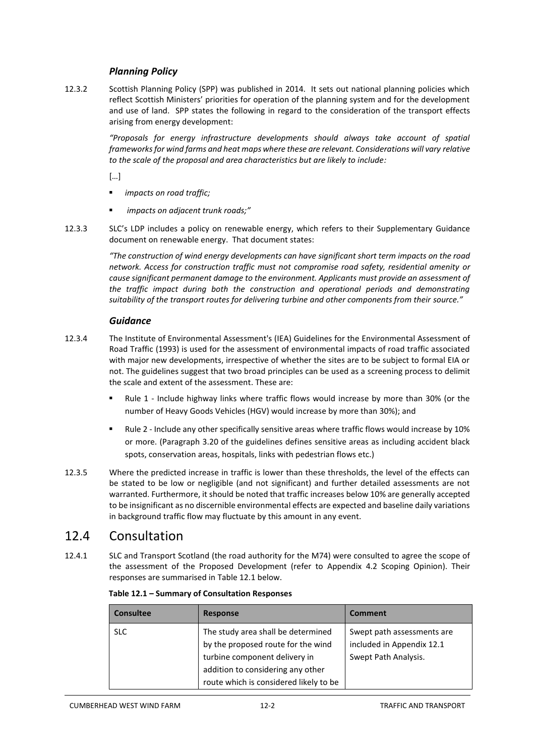### *Planning Policy*

12.3.2 Scottish Planning Policy (SPP) was published in 2014. It sets out national planning policies which reflect Scottish Ministers' priorities for operation of the planning system and for the development and use of land. SPP states the following in regard to the consideration of the transport effects arising from energy development:

> *"Proposals for energy infrastructure developments should always take account of spatial frameworks for wind farms and heat maps where these are relevant. Considerations will vary relative to the scale of the proposal and area characteristics but are likely to include:*
>
> […]
>
> - *impacts on road traffic;*
> - *impacts on adjacent trunk roads;"*

12.3.3 SLC's LDP includes a policy on renewable energy, which refers to their Supplementary Guidance document on renewable energy. That document states:

> *"The construction of wind energy developments can have significant short term impacts on the road network. Access for construction traffic must not compromise road safety, residential amenity or cause significant permanent damage to the environment. Applicants must provide an assessment of the traffic impact during both the construction and operational periods and demonstrating suitability of the transport routes for delivering turbine and other components from their source."*

### *Guidance*

12.3.4 The Institute of Environmental Assessment's (IEA) Guidelines for the Environmental Assessment of Road Traffic (1993) is used for the assessment of environmental impacts of road traffic associated with major new developments, irrespective of whether the sites are to be subject to formal EIA or not. The guidelines suggest that two broad principles can be used as a screening process to delimit the scale and extent of the assessment. These are:

- Rule 1 - Include highway links where traffic flows would increase by more than 30% (or the number of Heavy Goods Vehicles (HGV) would increase by more than 30%); and
- Rule 2 - Include any other specifically sensitive areas where traffic flows would increase by 10% or more. (Paragraph 3.20 of the guidelines defines sensitive areas as including accident black spots, conservation areas, hospitals, links with pedestrian flows etc.)

12.3.5 Where the predicted increase in traffic is lower than these thresholds, the level of the effects can be stated to be low or negligible (and not significant) and further detailed assessments are not warranted. Furthermore, it should be noted that traffic increases below 10% are generally accepted to be insignificant as no discernible environmental effects are expected and baseline daily variations in background traffic flow may fluctuate by this amount in any event.

## 12.4 Consultation

12.4.1 SLC and Transport Scotland (the road authority for the M74) were consulted to agree the scope of the assessment of the Proposed Development (refer to Appendix 4.2 Scoping Opinion). Their responses are summarised in Table 12.1 below.

**Table 12.1 – Summary of Consultation Responses**

| Consultee | Response | Comment |
|---|---|---|
| SLC | The study area shall be determined by the proposed route for the wind turbine component delivery in addition to considering any other route which is considered likely to be | Swept path assessments are included in Appendix 12.1 Swept Path Analysis. |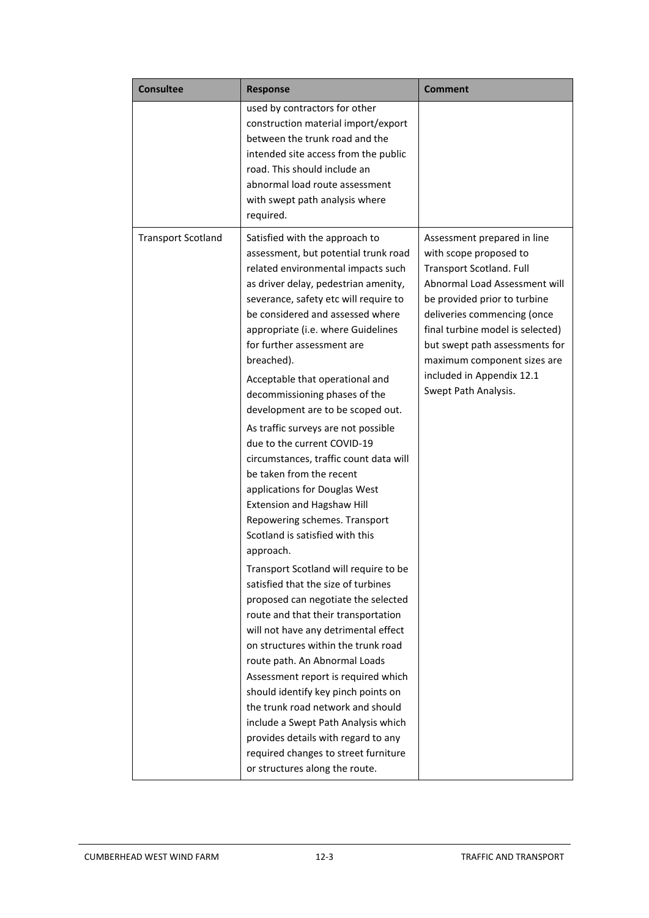| Consultee | Response | Comment |
| --- | --- | --- |
| | used by contractors for other construction material import/export between the trunk road and the intended site access from the public road. This should include an abnormal load route assessment with swept path analysis where required. | |
| Transport Scotland | Satisfied with the approach to assessment, but potential trunk road related environmental impacts such as driver delay, pedestrian amenity, severance, safety etc will require to be considered and assessed where appropriate (i.e. where Guidelines for further assessment are breached).<br><br>Acceptable that operational and decommissioning phases of the development are to be scoped out.<br><br>As traffic surveys are not possible due to the current COVID-19 circumstances, traffic count data will be taken from the recent applications for Douglas West Extension and Hagshaw Hill Repowering schemes. Transport Scotland is satisfied with this approach.<br><br>Transport Scotland will require to be satisfied that the size of turbines proposed can negotiate the selected route and that their transportation will not have any detrimental effect on structures within the trunk road route path. An Abnormal Loads Assessment report is required which should identify key pinch points on the trunk road network and should include a Swept Path Analysis which provides details with regard to any required changes to street furniture or structures along the route. | Assessment prepared in line with scope proposed to Transport Scotland. Full Abnormal Load Assessment will be provided prior to turbine deliveries commencing (once final turbine model is selected) but swept path assessments for maximum component sizes are included in Appendix 12.1 Swept Path Analysis. |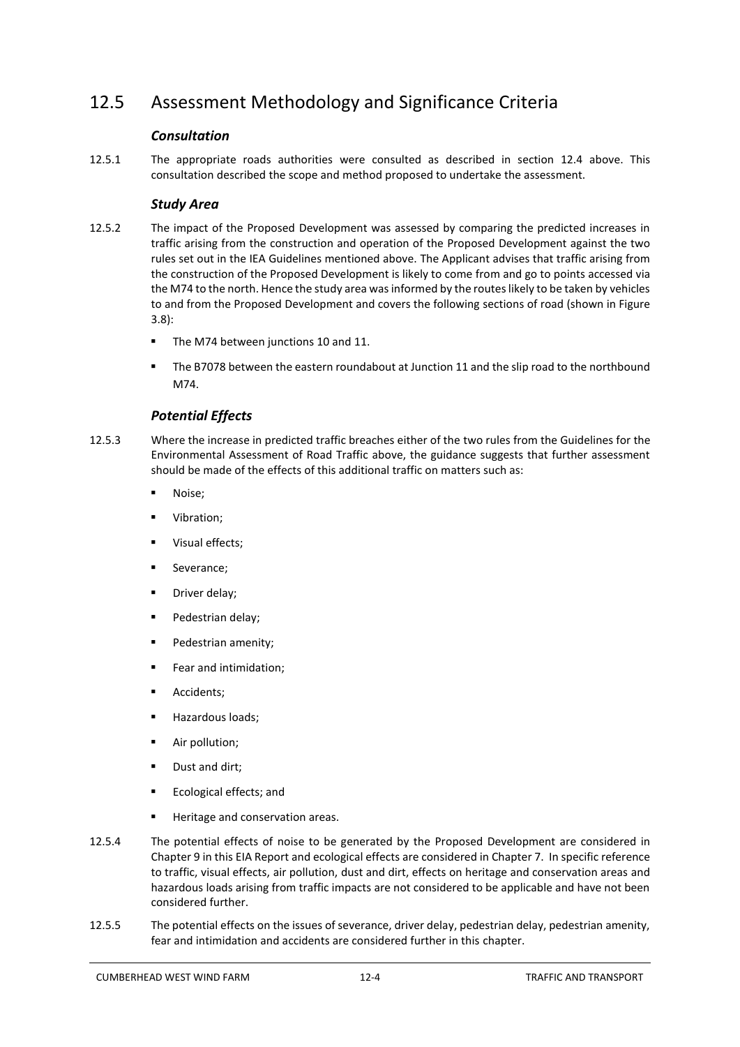## 12.5 Assessment Methodology and Significance Criteria

### *Consultation*

12.5.1 The appropriate roads authorities were consulted as described in section 12.4 above. This consultation described the scope and method proposed to undertake the assessment.

### *Study Area*

12.5.2 The impact of the Proposed Development was assessed by comparing the predicted increases in traffic arising from the construction and operation of the Proposed Development against the two rules set out in the IEA Guidelines mentioned above. The Applicant advises that traffic arising from the construction of the Proposed Development is likely to come from and go to points accessed via the M74 to the north. Hence the study area was informed by the routes likely to be taken by vehicles to and from the Proposed Development and covers the following sections of road (shown in Figure 3.8):

- The M74 between junctions 10 and 11.
- The B7078 between the eastern roundabout at Junction 11 and the slip road to the northbound M74.

### *Potential Effects*

12.5.3 Where the increase in predicted traffic breaches either of the two rules from the Guidelines for the Environmental Assessment of Road Traffic above, the guidance suggests that further assessment should be made of the effects of this additional traffic on matters such as:

- Noise;
- Vibration;
- Visual effects;
- Severance;
- Driver delay;
- Pedestrian delay;
- Pedestrian amenity;
- Fear and intimidation;
- Accidents;
- Hazardous loads;
- Air pollution;
- Dust and dirt;
- Ecological effects; and
- Heritage and conservation areas.

12.5.4 The potential effects of noise to be generated by the Proposed Development are considered in Chapter 9 in this EIA Report and ecological effects are considered in Chapter 7. In specific reference to traffic, visual effects, air pollution, dust and dirt, effects on heritage and conservation areas and hazardous loads arising from traffic impacts are not considered to be applicable and have not been considered further.

12.5.5 The potential effects on the issues of severance, driver delay, pedestrian delay, pedestrian amenity, fear and intimidation and accidents are considered further in this chapter.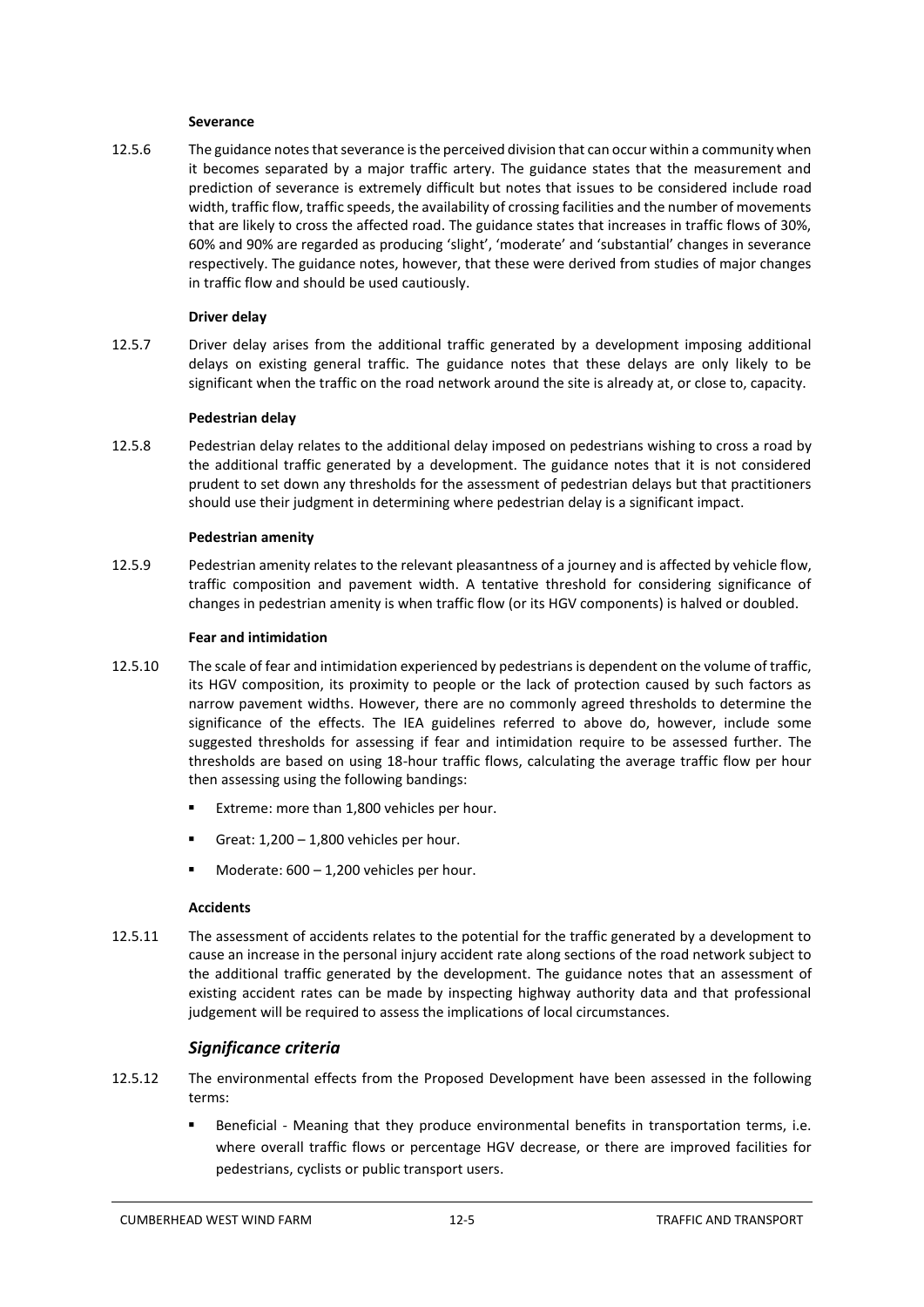#### Severance

12.5.6 The guidance notes that severance is the perceived division that can occur within a community when it becomes separated by a major traffic artery. The guidance states that the measurement and prediction of severance is extremely difficult but notes that issues to be considered include road width, traffic flow, traffic speeds, the availability of crossing facilities and the number of movements that are likely to cross the affected road. The guidance states that increases in traffic flows of 30%, 60% and 90% are regarded as producing 'slight', 'moderate' and 'substantial' changes in severance respectively. The guidance notes, however, that these were derived from studies of major changes in traffic flow and should be used cautiously.

#### Driver delay

12.5.7 Driver delay arises from the additional traffic generated by a development imposing additional delays on existing general traffic. The guidance notes that these delays are only likely to be significant when the traffic on the road network around the site is already at, or close to, capacity.

#### Pedestrian delay

12.5.8 Pedestrian delay relates to the additional delay imposed on pedestrians wishing to cross a road by the additional traffic generated by a development. The guidance notes that it is not considered prudent to set down any thresholds for the assessment of pedestrian delays but that practitioners should use their judgment in determining where pedestrian delay is a significant impact.

#### Pedestrian amenity

12.5.9 Pedestrian amenity relates to the relevant pleasantness of a journey and is affected by vehicle flow, traffic composition and pavement width. A tentative threshold for considering significance of changes in pedestrian amenity is when traffic flow (or its HGV components) is halved or doubled.

#### Fear and intimidation

12.5.10 The scale of fear and intimidation experienced by pedestrians is dependent on the volume of traffic, its HGV composition, its proximity to people or the lack of protection caused by such factors as narrow pavement widths. However, there are no commonly agreed thresholds to determine the significance of the effects. The IEA guidelines referred to above do, however, include some suggested thresholds for assessing if fear and intimidation require to be assessed further. The thresholds are based on using 18-hour traffic flows, calculating the average traffic flow per hour then assessing using the following bandings:

- Extreme: more than 1,800 vehicles per hour.
- Great: 1,200 – 1,800 vehicles per hour.
- Moderate: 600 – 1,200 vehicles per hour.

#### Accidents

12.5.11 The assessment of accidents relates to the potential for the traffic generated by a development to cause an increase in the personal injury accident rate along sections of the road network subject to the additional traffic generated by the development. The guidance notes that an assessment of existing accident rates can be made by inspecting highway authority data and that professional judgement will be required to assess the implications of local circumstances.

### *Significance criteria*

12.5.12 The environmental effects from the Proposed Development have been assessed in the following terms:

- Beneficial - Meaning that they produce environmental benefits in transportation terms, i.e. where overall traffic flows or percentage HGV decrease, or there are improved facilities for pedestrians, cyclists or public transport users.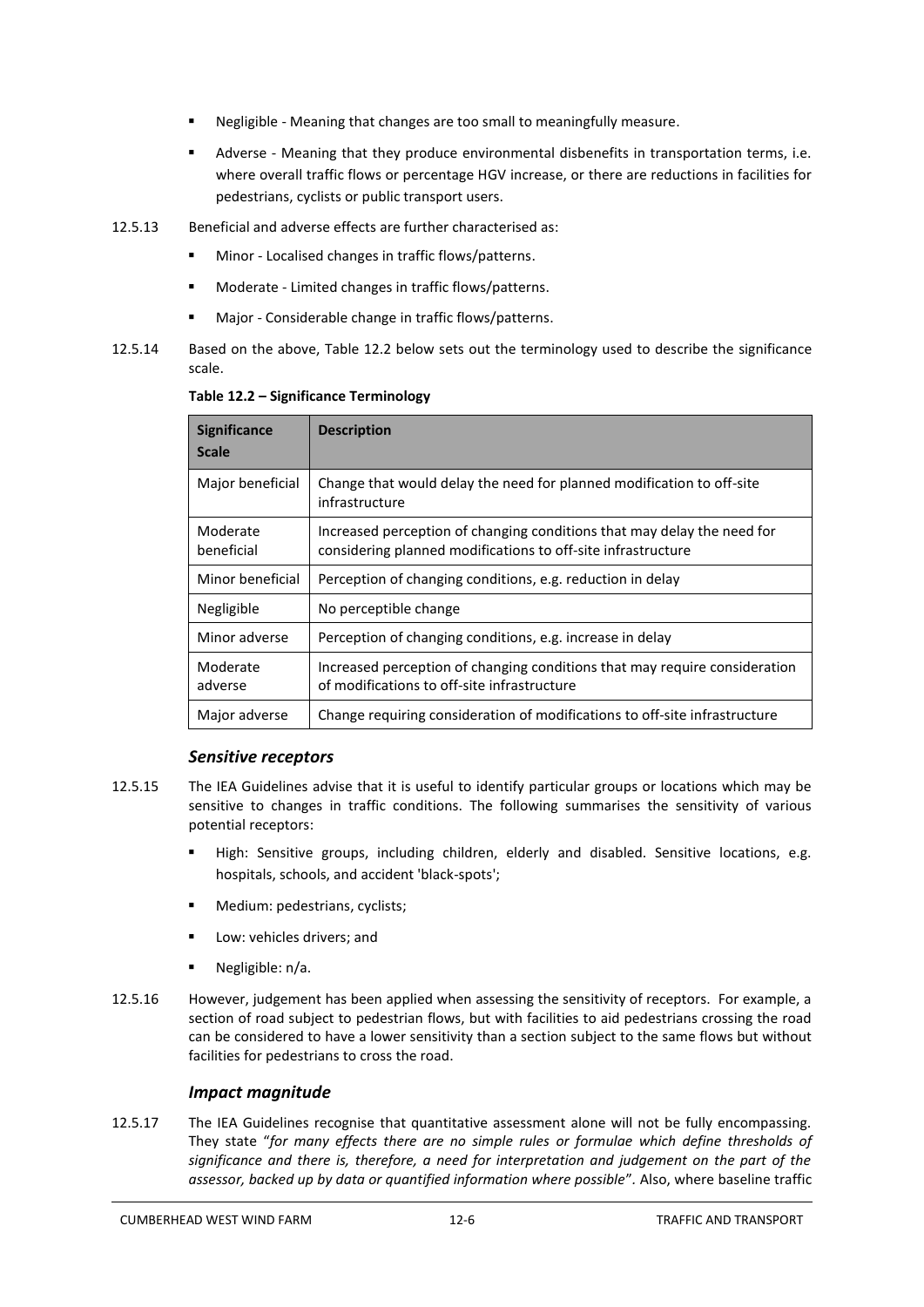- Negligible - Meaning that changes are too small to meaningfully measure.
- Adverse - Meaning that they produce environmental disbenefits in transportation terms, i.e. where overall traffic flows or percentage HGV increase, or there are reductions in facilities for pedestrians, cyclists or public transport users.

12.5.13 Beneficial and adverse effects are further characterised as:

- Minor - Localised changes in traffic flows/patterns.
- Moderate - Limited changes in traffic flows/patterns.
- Major - Considerable change in traffic flows/patterns.

12.5.14 Based on the above, Table 12.2 below sets out the terminology used to describe the significance scale.

**Table 12.2 – Significance Terminology**

| Significance Scale | Description |
|---|---|
| Major beneficial | Change that would delay the need for planned modification to off-site infrastructure |
| Moderate beneficial | Increased perception of changing conditions that may delay the need for considering planned modifications to off-site infrastructure |
| Minor beneficial | Perception of changing conditions, e.g. reduction in delay |
| Negligible | No perceptible change |
| Minor adverse | Perception of changing conditions, e.g. increase in delay |
| Moderate adverse | Increased perception of changing conditions that may require consideration of modifications to off-site infrastructure |
| Major adverse | Change requiring consideration of modifications to off-site infrastructure |

### *Sensitive receptors*

12.5.15 The IEA Guidelines advise that it is useful to identify particular groups or locations which may be sensitive to changes in traffic conditions. The following summarises the sensitivity of various potential receptors:

- High: Sensitive groups, including children, elderly and disabled. Sensitive locations, e.g. hospitals, schools, and accident 'black-spots';
- Medium: pedestrians, cyclists;
- Low: vehicles drivers; and
- Negligible: n/a.

12.5.16 However, judgement has been applied when assessing the sensitivity of receptors. For example, a section of road subject to pedestrian flows, but with facilities to aid pedestrians crossing the road can be considered to have a lower sensitivity than a section subject to the same flows but without facilities for pedestrians to cross the road.

### *Impact magnitude*

12.5.17 The IEA Guidelines recognise that quantitative assessment alone will not be fully encompassing. They state "*for many effects there are no simple rules or formulae which define thresholds of significance and there is, therefore, a need for interpretation and judgement on the part of the assessor, backed up by data or quantified information where possible*". Also, where baseline traffic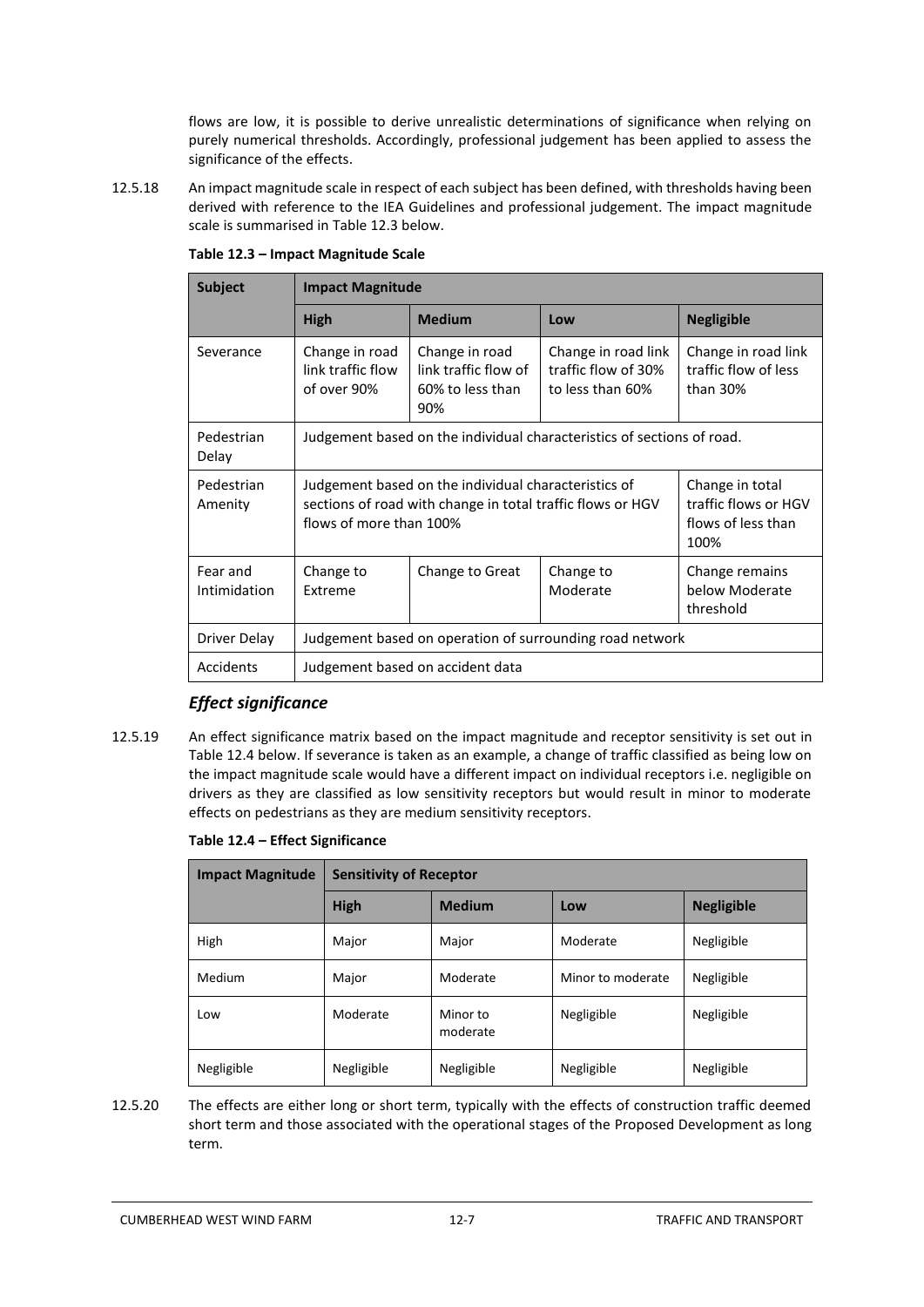flows are low, it is possible to derive unrealistic determinations of significance when relying on purely numerical thresholds. Accordingly, professional judgement has been applied to assess the significance of the effects.

12.5.18 An impact magnitude scale in respect of each subject has been defined, with thresholds having been derived with reference to the IEA Guidelines and professional judgement. The impact magnitude scale is summarised in Table 12.3 below.

**Table 12.3 – Impact Magnitude Scale**

| Subject | Impact Magnitude | | | |
|---|---|---|---|---|
| | **High** | **Medium** | **Low** | **Negligible** |
| Severance | Change in road link traffic flow of over 90% | Change in road link traffic flow of 60% to less than 90% | Change in road link traffic flow of 30% to less than 60% | Change in road link traffic flow of less than 30% |
| Pedestrian Delay | Judgement based on the individual characteristics of sections of road. | | | |
| Pedestrian Amenity | Judgement based on the individual characteristics of sections of road with change in total traffic flows or HGV flows of more than 100% | | | Change in total traffic flows or HGV flows of less than 100% |
| Fear and Intimidation | Change to Extreme | Change to Great | Change to Moderate | Change remains below Moderate threshold |
| Driver Delay | Judgement based on operation of surrounding road network | | | |
| Accidents | Judgement based on accident data | | | |

### *Effect significance*

12.5.19 An effect significance matrix based on the impact magnitude and receptor sensitivity is set out in Table 12.4 below. If severance is taken as an example, a change of traffic classified as being low on the impact magnitude scale would have a different impact on individual receptors i.e. negligible on drivers as they are classified as low sensitivity receptors but would result in minor to moderate effects on pedestrians as they are medium sensitivity receptors.

**Table 12.4 – Effect Significance**

| Impact Magnitude | Sensitivity of Receptor | | | |
|---|---|---|---|---|
| | **High** | **Medium** | **Low** | **Negligible** |
| High | Major | Major | Moderate | Negligible |
| Medium | Major | Moderate | Minor to moderate | Negligible |
| Low | Moderate | Minor to moderate | Negligible | Negligible |
| Negligible | Negligible | Negligible | Negligible | Negligible |

12.5.20 The effects are either long or short term, typically with the effects of construction traffic deemed short term and those associated with the operational stages of the Proposed Development as long term.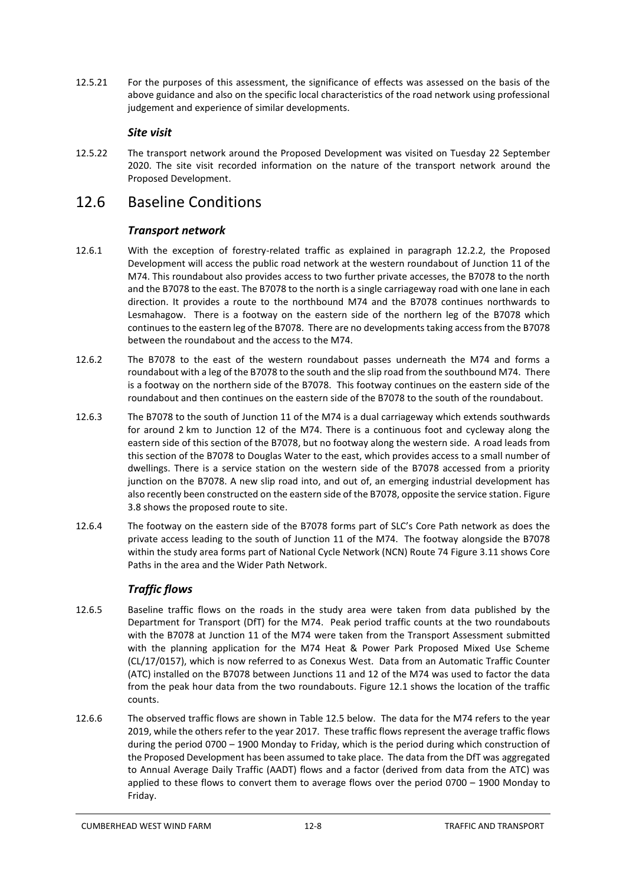12.5.21 For the purposes of this assessment, the significance of effects was assessed on the basis of the above guidance and also on the specific local characteristics of the road network using professional judgement and experience of similar developments.

### *Site visit*

12.5.22 The transport network around the Proposed Development was visited on Tuesday 22 September 2020. The site visit recorded information on the nature of the transport network around the Proposed Development.

## 12.6 Baseline Conditions

### *Transport network*

12.6.1 With the exception of forestry-related traffic as explained in paragraph 12.2.2, the Proposed Development will access the public road network at the western roundabout of Junction 11 of the M74. This roundabout also provides access to two further private accesses, the B7078 to the north and the B7078 to the east. The B7078 to the north is a single carriageway road with one lane in each direction. It provides a route to the northbound M74 and the B7078 continues northwards to Lesmahagow. There is a footway on the eastern side of the northern leg of the B7078 which continues to the eastern leg of the B7078. There are no developments taking access from the B7078 between the roundabout and the access to the M74.

12.6.2 The B7078 to the east of the western roundabout passes underneath the M74 and forms a roundabout with a leg of the B7078 to the south and the slip road from the southbound M74. There is a footway on the northern side of the B7078. This footway continues on the eastern side of the roundabout and then continues on the eastern side of the B7078 to the south of the roundabout.

12.6.3 The B7078 to the south of Junction 11 of the M74 is a dual carriageway which extends southwards for around 2 km to Junction 12 of the M74. There is a continuous foot and cycleway along the eastern side of this section of the B7078, but no footway along the western side. A road leads from this section of the B7078 to Douglas Water to the east, which provides access to a small number of dwellings. There is a service station on the western side of the B7078 accessed from a priority junction on the B7078. A new slip road into, and out of, an emerging industrial development has also recently been constructed on the eastern side of the B7078, opposite the service station. Figure 3.8 shows the proposed route to site.

12.6.4 The footway on the eastern side of the B7078 forms part of SLC's Core Path network as does the private access leading to the south of Junction 11 of the M74. The footway alongside the B7078 within the study area forms part of National Cycle Network (NCN) Route 74 Figure 3.11 shows Core Paths in the area and the Wider Path Network.

### *Traffic flows*

12.6.5 Baseline traffic flows on the roads in the study area were taken from data published by the Department for Transport (DfT) for the M74. Peak period traffic counts at the two roundabouts with the B7078 at Junction 11 of the M74 were taken from the Transport Assessment submitted with the planning application for the M74 Heat & Power Park Proposed Mixed Use Scheme (CL/17/0157), which is now referred to as Conexus West. Data from an Automatic Traffic Counter (ATC) installed on the B7078 between Junctions 11 and 12 of the M74 was used to factor the data from the peak hour data from the two roundabouts. Figure 12.1 shows the location of the traffic counts.

12.6.6 The observed traffic flows are shown in Table 12.5 below. The data for the M74 refers to the year 2019, while the others refer to the year 2017. These traffic flows represent the average traffic flows during the period 0700 – 1900 Monday to Friday, which is the period during which construction of the Proposed Development has been assumed to take place. The data from the DfT was aggregated to Annual Average Daily Traffic (AADT) flows and a factor (derived from data from the ATC) was applied to these flows to convert them to average flows over the period 0700 – 1900 Monday to Friday.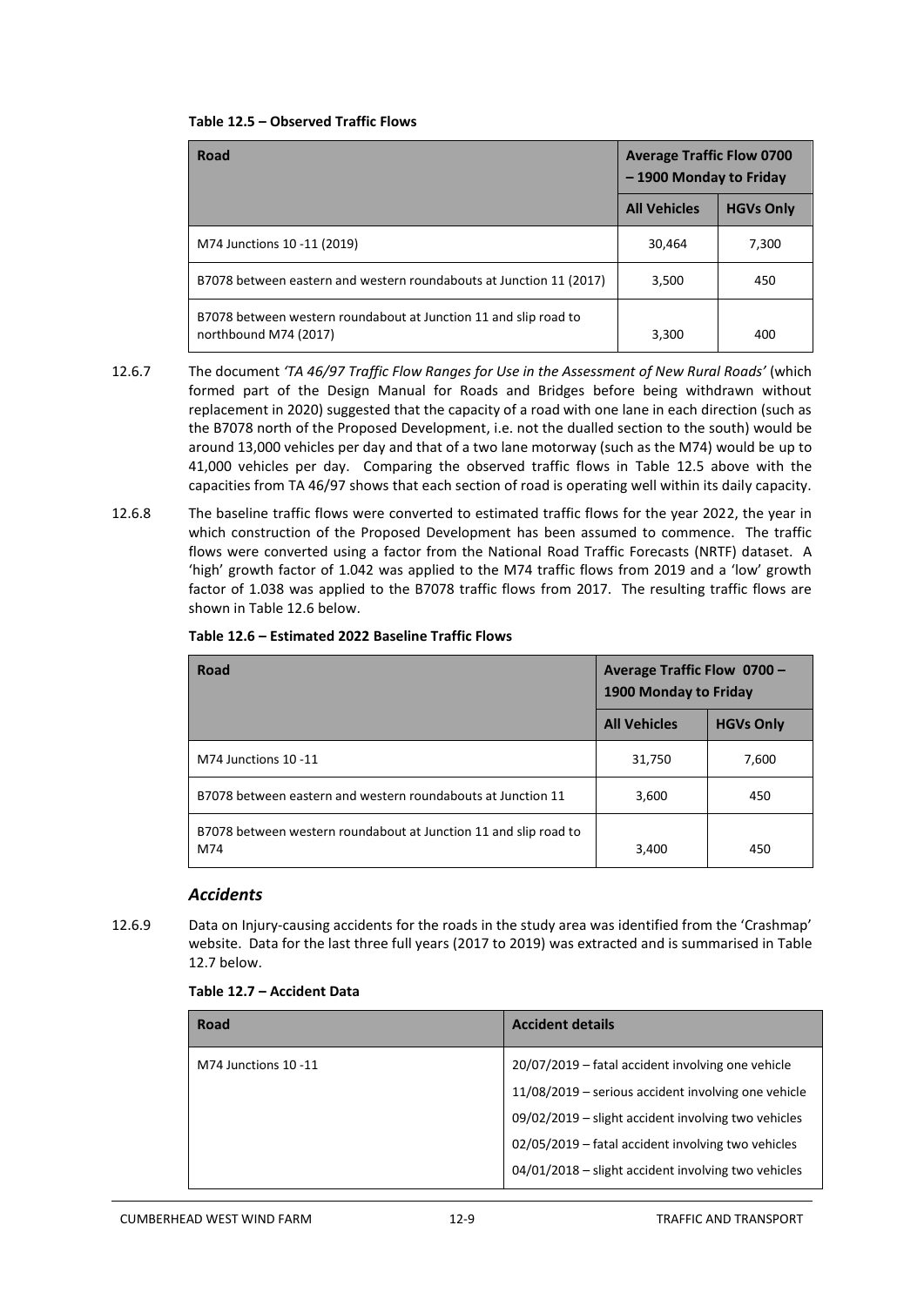**Table 12.5 – Observed Traffic Flows**

| Road | Average Traffic Flow 0700 – 1900 Monday to Friday | |
|---|---|---|
| | **All Vehicles** | **HGVs Only** |
| M74 Junctions 10 -11 (2019) | 30,464 | 7,300 |
| B7078 between eastern and western roundabouts at Junction 11 (2017) | 3,500 | 450 |
| B7078 between western roundabout at Junction 11 and slip road to northbound M74 (2017) | 3,300 | 400 |

12.6.7 The document *'TA 46/97 Traffic Flow Ranges for Use in the Assessment of New Rural Roads'* (which formed part of the Design Manual for Roads and Bridges before being withdrawn without replacement in 2020) suggested that the capacity of a road with one lane in each direction (such as the B7078 north of the Proposed Development, i.e. not the dualled section to the south) would be around 13,000 vehicles per day and that of a two lane motorway (such as the M74) would be up to 41,000 vehicles per day. Comparing the observed traffic flows in Table 12.5 above with the capacities from TA 46/97 shows that each section of road is operating well within its daily capacity.

12.6.8 The baseline traffic flows were converted to estimated traffic flows for the year 2022, the year in which construction of the Proposed Development has been assumed to commence. The traffic flows were converted using a factor from the National Road Traffic Forecasts (NRTF) dataset. A 'high' growth factor of 1.042 was applied to the M74 traffic flows from 2019 and a 'low' growth factor of 1.038 was applied to the B7078 traffic flows from 2017. The resulting traffic flows are shown in Table 12.6 below.

**Table 12.6 – Estimated 2022 Baseline Traffic Flows**

| Road | Average Traffic Flow 0700 – 1900 Monday to Friday | |
|---|---|---|
| | **All Vehicles** | **HGVs Only** |
| M74 Junctions 10 -11 | 31,750 | 7,600 |
| B7078 between eastern and western roundabouts at Junction 11 | 3,600 | 450 |
| B7078 between western roundabout at Junction 11 and slip road to M74 | 3,400 | 450 |

### *Accidents*

12.6.9 Data on Injury-causing accidents for the roads in the study area was identified from the 'Crashmap' website. Data for the last three full years (2017 to 2019) was extracted and is summarised in Table 12.7 below.

**Table 12.7 – Accident Data**

| Road | Accident details |
|---|---|
| M74 Junctions 10 -11 | 20/07/2019 – fatal accident involving one vehicle<br>11/08/2019 – serious accident involving one vehicle<br>09/02/2019 – slight accident involving two vehicles<br>02/05/2019 – fatal accident involving two vehicles<br>04/01/2018 – slight accident involving two vehicles |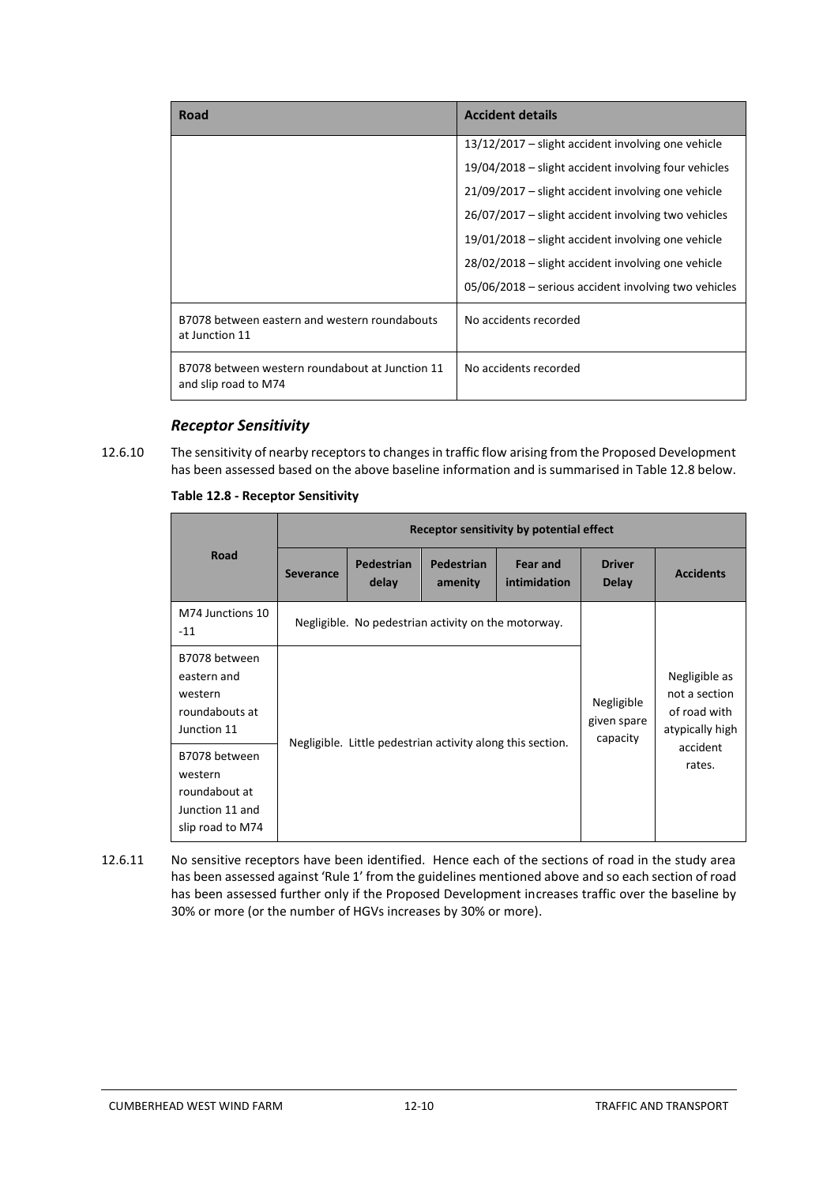| Road | Accident details |
|---|---|
| | 13/12/2017 – slight accident involving one vehicle<br>19/04/2018 – slight accident involving four vehicles<br>21/09/2017 – slight accident involving one vehicle<br>26/07/2017 – slight accident involving two vehicles<br>19/01/2018 – slight accident involving one vehicle<br>28/02/2018 – slight accident involving one vehicle<br>05/06/2018 – serious accident involving two vehicles |
| B7078 between eastern and western roundabouts at Junction 11 | No accidents recorded |
| B7078 between western roundabout at Junction 11 and slip road to M74 | No accidents recorded |

### *Receptor Sensitivity*

12.6.10 The sensitivity of nearby receptors to changes in traffic flow arising from the Proposed Development has been assessed based on the above baseline information and is summarised in Table 12.8 below.

**Table 12.8 - Receptor Sensitivity**

| Road | Receptor sensitivity by potential effect | | | | | |
|---|---|---|---|---|---|---|
| | Severance | Pedestrian delay | Pedestrian amenity | Fear and intimidation | Driver Delay | Accidents |
| M74 Junctions 10 -11 | Negligible. No pedestrian activity on the motorway. | | | | Negligible given spare capacity | Negligible as not a section of road with atypically high accident rates. |
| B7078 between eastern and western roundabouts at Junction 11 | Negligible. Little pedestrian activity along this section. | | | | | |
| B7078 between western roundabout at Junction 11 and slip road to M74 | | | | | | |

12.6.11 No sensitive receptors have been identified. Hence each of the sections of road in the study area has been assessed against 'Rule 1' from the guidelines mentioned above and so each section of road has been assessed further only if the Proposed Development increases traffic over the baseline by 30% or more (or the number of HGVs increases by 30% or more).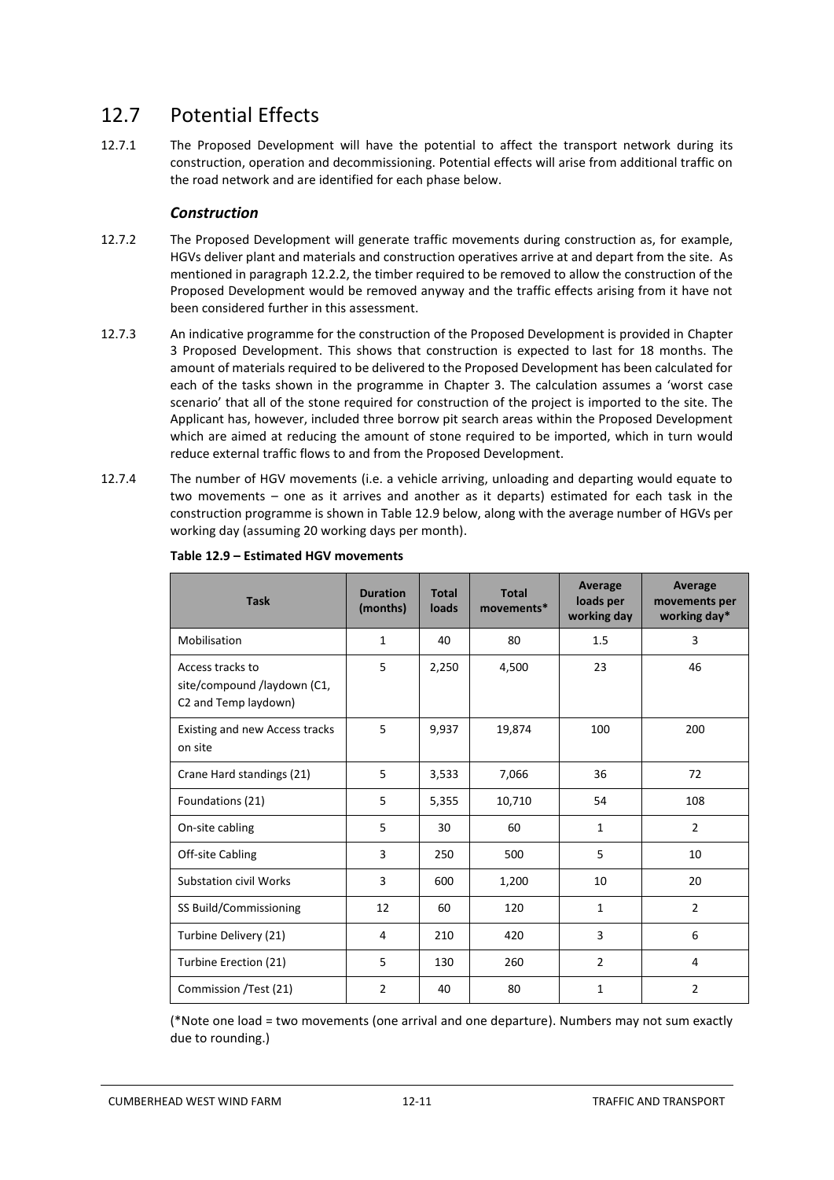## 12.7 Potential Effects

12.7.1 The Proposed Development will have the potential to affect the transport network during its construction, operation and decommissioning. Potential effects will arise from additional traffic on the road network and are identified for each phase below.

### *Construction*

12.7.2 The Proposed Development will generate traffic movements during construction as, for example, HGVs deliver plant and materials and construction operatives arrive at and depart from the site. As mentioned in paragraph 12.2.2, the timber required to be removed to allow the construction of the Proposed Development would be removed anyway and the traffic effects arising from it have not been considered further in this assessment.

12.7.3 An indicative programme for the construction of the Proposed Development is provided in Chapter 3 Proposed Development. This shows that construction is expected to last for 18 months. The amount of materials required to be delivered to the Proposed Development has been calculated for each of the tasks shown in the programme in Chapter 3. The calculation assumes a 'worst case scenario' that all of the stone required for construction of the project is imported to the site. The Applicant has, however, included three borrow pit search areas within the Proposed Development which are aimed at reducing the amount of stone required to be imported, which in turn would reduce external traffic flows to and from the Proposed Development.

12.7.4 The number of HGV movements (i.e. a vehicle arriving, unloading and departing would equate to two movements – one as it arrives and another as it departs) estimated for each task in the construction programme is shown in Table 12.9 below, along with the average number of HGVs per working day (assuming 20 working days per month).

**Table 12.9 – Estimated HGV movements**

| Task | Duration (months) | Total loads | Total movements* | Average loads per working day | Average movements per working day* |
|---|---|---|---|---|---|
| Mobilisation | 1 | 40 | 80 | 1.5 | 3 |
| Access tracks to site/compound /laydown (C1, C2 and Temp laydown) | 5 | 2,250 | 4,500 | 23 | 46 |
| Existing and new Access tracks on site | 5 | 9,937 | 19,874 | 100 | 200 |
| Crane Hard standings (21) | 5 | 3,533 | 7,066 | 36 | 72 |
| Foundations (21) | 5 | 5,355 | 10,710 | 54 | 108 |
| On-site cabling | 5 | 30 | 60 | 1 | 2 |
| Off-site Cabling | 3 | 250 | 500 | 5 | 10 |
| Substation civil Works | 3 | 600 | 1,200 | 10 | 20 |
| SS Build/Commissioning | 12 | 60 | 120 | 1 | 2 |
| Turbine Delivery (21) | 4 | 210 | 420 | 3 | 6 |
| Turbine Erection (21) | 5 | 130 | 260 | 2 | 4 |
| Commission /Test (21) | 2 | 40 | 80 | 1 | 2 |

(*Note one load = two movements (one arrival and one departure). Numbers may not sum exactly due to rounding.)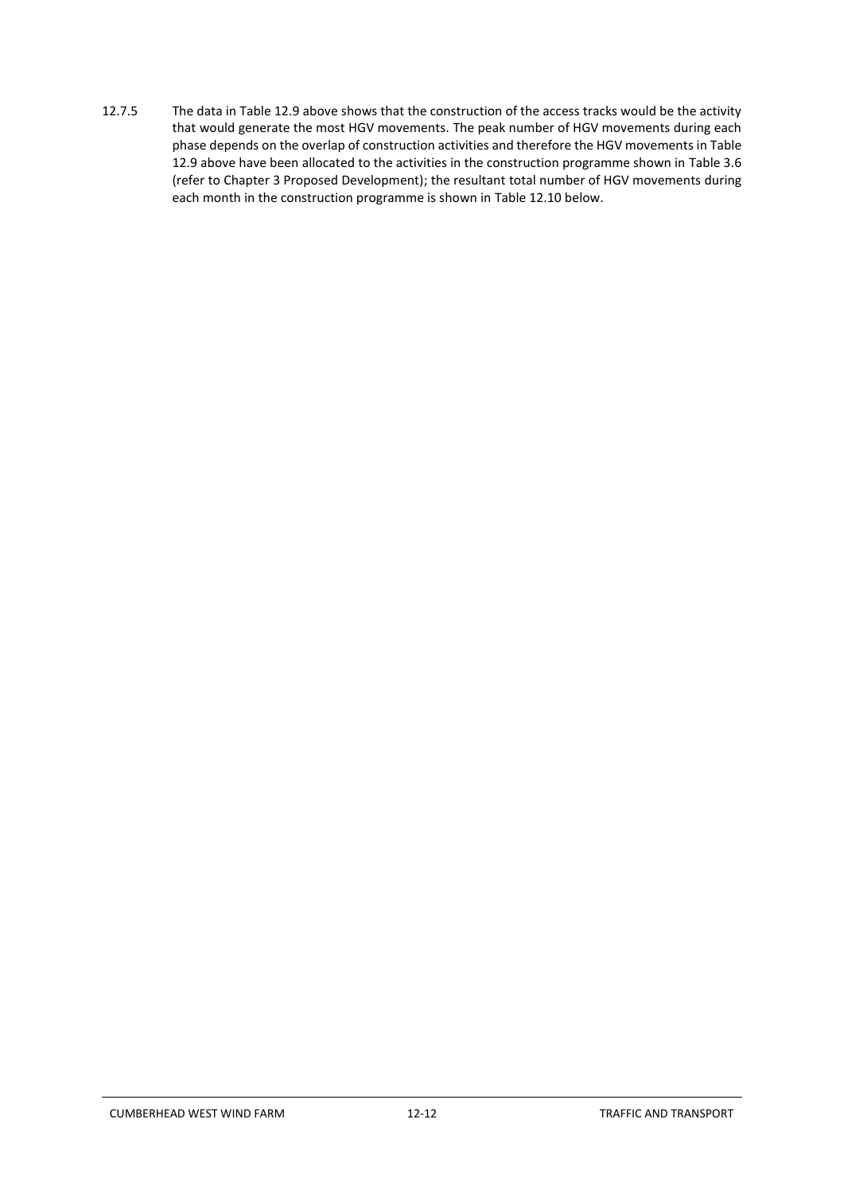12.7.5 The data in Table 12.9 above shows that the construction of the access tracks would be the activity that would generate the most HGV movements. The peak number of HGV movements during each phase depends on the overlap of construction activities and therefore the HGV movements in Table 12.9 above have been allocated to the activities in the construction programme shown in Table 3.6 (refer to Chapter 3 Proposed Development); the resultant total number of HGV movements during each month in the construction programme is shown in Table 12.10 below.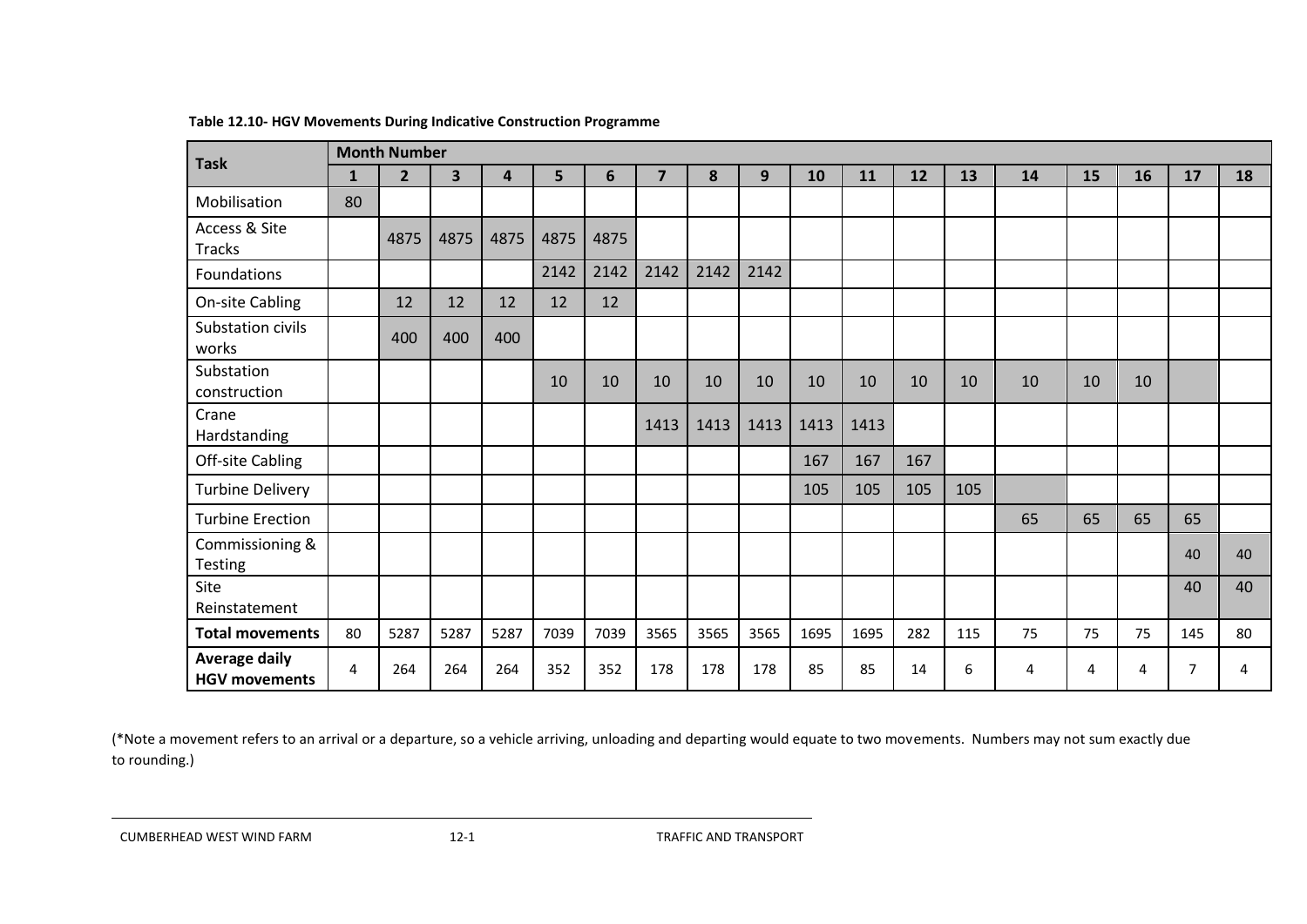**Table 12.10- HGV Movements During Indicative Construction Programme**

| Task | Month Number | | | | | | | | | | | | | | | | | |
|---|---|---|---|---|---|---|---|---|---|---|---|---|---|---|---|---|---|---|
| | 1 | 2 | 3 | 4 | 5 | 6 | 7 | 8 | 9 | 10 | 11 | 12 | 13 | 14 | 15 | 16 | 17 | 18 |
| Mobilisation | 80 | | | | | | | | | | | | | | | | | |
| Access & Site Tracks | | 4875 | 4875 | 4875 | 4875 | 4875 | | | | | | | | | | | | |
| Foundations | | | | | 2142 | 2142 | 2142 | 2142 | 2142 | | | | | | | | | |
| On-site Cabling | | 12 | 12 | 12 | 12 | 12 | | | | | | | | | | | | |
| Substation civils works | | 400 | 400 | 400 | | | | | | | | | | | | | | |
| Substation construction | | | | | 10 | 10 | 10 | 10 | 10 | 10 | 10 | 10 | 10 | 10 | 10 | 10 | | |
| Crane Hardstanding | | | | | | | 1413 | 1413 | 1413 | 1413 | 1413 | | | | | | | |
| Off-site Cabling | | | | | | | | | | 167 | 167 | 167 | | | | | | |
| Turbine Delivery | | | | | | | | | | 105 | 105 | 105 | 105 | | | | | |
| Turbine Erection | | | | | | | | | | | | | | 65 | 65 | 65 | 65 | |
| Commissioning & Testing | | | | | | | | | | | | | | | | | 40 | 40 |
| Site Reinstatement | | | | | | | | | | | | | | | | | 40 | 40 |
| **Total movements** | 80 | 5287 | 5287 | 5287 | 7039 | 7039 | 3565 | 3565 | 3565 | 1695 | 1695 | 282 | 115 | 75 | 75 | 75 | 145 | 80 |
| **Average daily HGV movements** | 4 | 264 | 264 | 264 | 352 | 352 | 178 | 178 | 178 | 85 | 85 | 14 | 6 | 4 | 4 | 4 | 7 | 4 |

(*Note a movement refers to an arrival or a departure, so a vehicle arriving, unloading and departing would equate to two movements. Numbers may not sum exactly due to rounding.)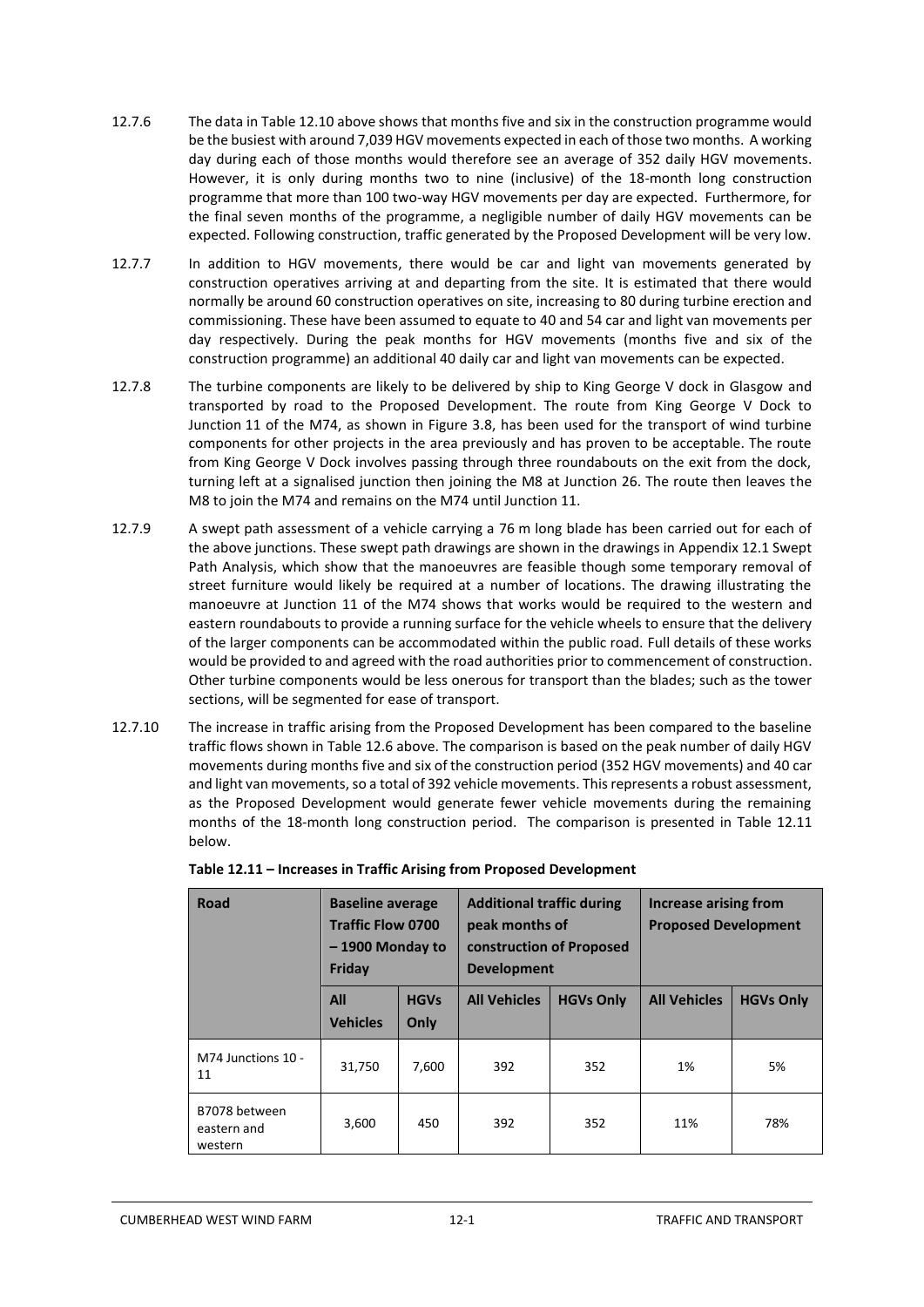12.7.6 The data in Table 12.10 above shows that months five and six in the construction programme would be the busiest with around 7,039 HGV movements expected in each of those two months. A working day during each of those months would therefore see an average of 352 daily HGV movements. However, it is only during months two to nine (inclusive) of the 18-month long construction programme that more than 100 two-way HGV movements per day are expected. Furthermore, for the final seven months of the programme, a negligible number of daily HGV movements can be expected. Following construction, traffic generated by the Proposed Development will be very low.

12.7.7 In addition to HGV movements, there would be car and light van movements generated by construction operatives arriving at and departing from the site. It is estimated that there would normally be around 60 construction operatives on site, increasing to 80 during turbine erection and commissioning. These have been assumed to equate to 40 and 54 car and light van movements per day respectively. During the peak months for HGV movements (months five and six of the construction programme) an additional 40 daily car and light van movements can be expected.

12.7.8 The turbine components are likely to be delivered by ship to King George V dock in Glasgow and transported by road to the Proposed Development. The route from King George V Dock to Junction 11 of the M74, as shown in Figure 3.8, has been used for the transport of wind turbine components for other projects in the area previously and has proven to be acceptable. The route from King George V Dock involves passing through three roundabouts on the exit from the dock, turning left at a signalised junction then joining the M8 at Junction 26. The route then leaves the M8 to join the M74 and remains on the M74 until Junction 11.

12.7.9 A swept path assessment of a vehicle carrying a 76 m long blade has been carried out for each of the above junctions. These swept path drawings are shown in the drawings in Appendix 12.1 Swept Path Analysis, which show that the manoeuvres are feasible though some temporary removal of street furniture would likely be required at a number of locations. The drawing illustrating the manoeuvre at Junction 11 of the M74 shows that works would be required to the western and eastern roundabouts to provide a running surface for the vehicle wheels to ensure that the delivery of the larger components can be accommodated within the public road. Full details of these works would be provided to and agreed with the road authorities prior to commencement of construction. Other turbine components would be less onerous for transport than the blades; such as the tower sections, will be segmented for ease of transport.

12.7.10 The increase in traffic arising from the Proposed Development has been compared to the baseline traffic flows shown in Table 12.6 above. The comparison is based on the peak number of daily HGV movements during months five and six of the construction period (352 HGV movements) and 40 car and light van movements, so a total of 392 vehicle movements. This represents a robust assessment, as the Proposed Development would generate fewer vehicle movements during the remaining months of the 18-month long construction period. The comparison is presented in Table 12.11 below.

**Table 12.11 – Increases in Traffic Arising from Proposed Development**

| Road | Baseline average Traffic Flow 0700 – 1900 Monday to Friday | | Additional traffic during peak months of construction of Proposed Development | | Increase arising from Proposed Development | |
|---|---|---|---|---|---|---|
| | All Vehicles | HGVs Only | All Vehicles | HGVs Only | All Vehicles | HGVs Only |
| M74 Junctions 10 - 11 | 31,750 | 7,600 | 392 | 352 | 1% | 5% |
| B7078 between eastern and western | 3,600 | 450 | 392 | 352 | 11% | 78% |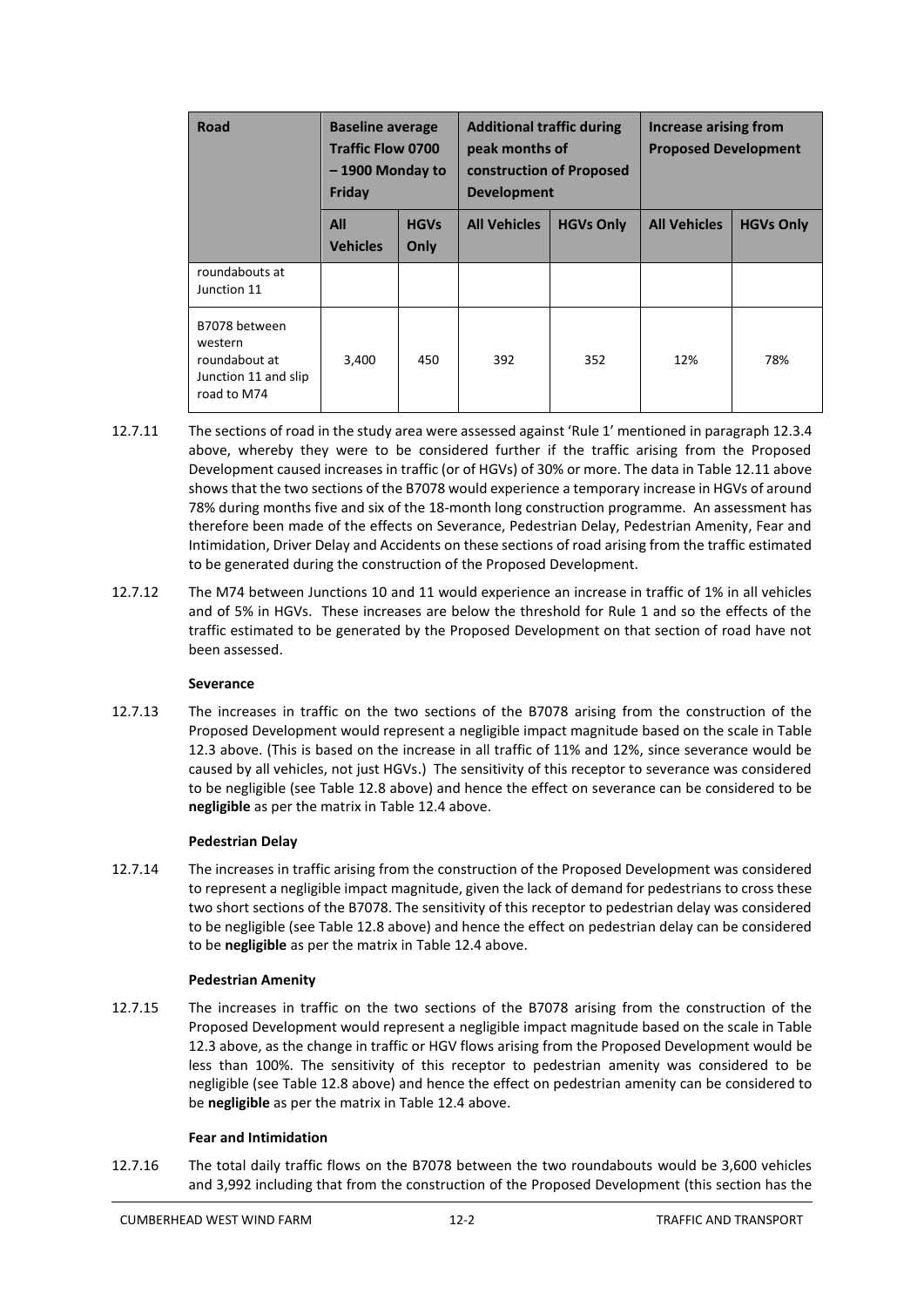| Road | Baseline average Traffic Flow 0700 – 1900 Monday to Friday | | Additional traffic during peak months of construction of Proposed Development | | Increase arising from Proposed Development | |
|---|---|---|---|---|---|---|
| | All Vehicles | HGVs Only | All Vehicles | HGVs Only | All Vehicles | HGVs Only |
| roundabouts at Junction 11 | | | | | | |
| B7078 between western roundabout at Junction 11 and slip road to M74 | 3,400 | 450 | 392 | 352 | 12% | 78% |

12.7.11 The sections of road in the study area were assessed against 'Rule 1' mentioned in paragraph 12.3.4 above, whereby they were to be considered further if the traffic arising from the Proposed Development caused increases in traffic (or of HGVs) of 30% or more. The data in Table 12.11 above shows that the two sections of the B7078 would experience a temporary increase in HGVs of around 78% during months five and six of the 18-month long construction programme. An assessment has therefore been made of the effects on Severance, Pedestrian Delay, Pedestrian Amenity, Fear and Intimidation, Driver Delay and Accidents on these sections of road arising from the traffic estimated to be generated during the construction of the Proposed Development.

12.7.12 The M74 between Junctions 10 and 11 would experience an increase in traffic of 1% in all vehicles and of 5% in HGVs. These increases are below the threshold for Rule 1 and so the effects of the traffic estimated to be generated by the Proposed Development on that section of road have not been assessed.

**Severance**

12.7.13 The increases in traffic on the two sections of the B7078 arising from the construction of the Proposed Development would represent a negligible impact magnitude based on the scale in Table 12.3 above. (This is based on the increase in all traffic of 11% and 12%, since severance would be caused by all vehicles, not just HGVs.) The sensitivity of this receptor to severance was considered to be negligible (see Table 12.8 above) and hence the effect on severance can be considered to be **negligible** as per the matrix in Table 12.4 above.

**Pedestrian Delay**

12.7.14 The increases in traffic arising from the construction of the Proposed Development was considered to represent a negligible impact magnitude, given the lack of demand for pedestrians to cross these two short sections of the B7078. The sensitivity of this receptor to pedestrian delay was considered to be negligible (see Table 12.8 above) and hence the effect on pedestrian delay can be considered to be **negligible** as per the matrix in Table 12.4 above.

**Pedestrian Amenity**

12.7.15 The increases in traffic on the two sections of the B7078 arising from the construction of the Proposed Development would represent a negligible impact magnitude based on the scale in Table 12.3 above, as the change in traffic or HGV flows arising from the Proposed Development would be less than 100%. The sensitivity of this receptor to pedestrian amenity was considered to be negligible (see Table 12.8 above) and hence the effect on pedestrian amenity can be considered to be **negligible** as per the matrix in Table 12.4 above.

**Fear and Intimidation**

12.7.16 The total daily traffic flows on the B7078 between the two roundabouts would be 3,600 vehicles and 3,992 including that from the construction of the Proposed Development (this section has the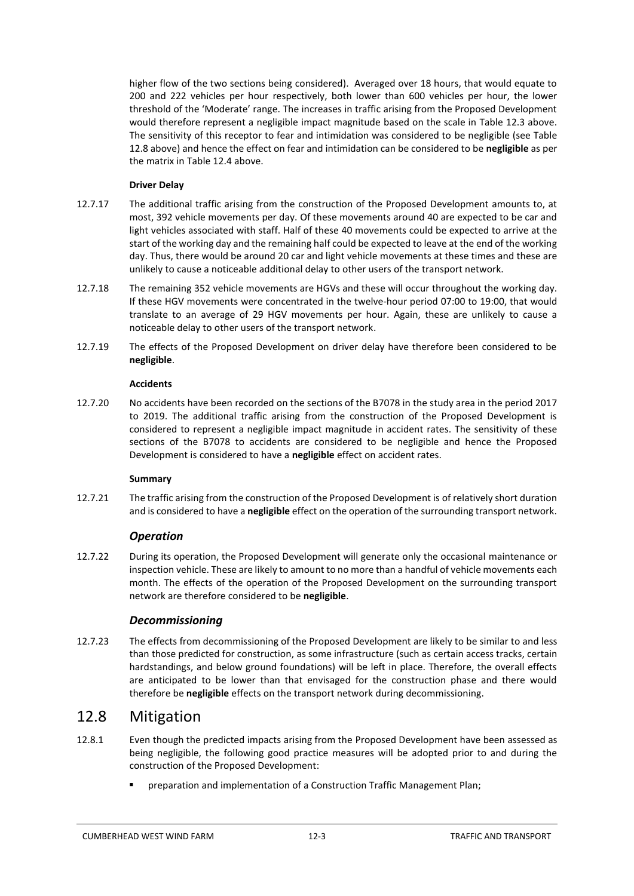higher flow of the two sections being considered). Averaged over 18 hours, that would equate to 200 and 222 vehicles per hour respectively, both lower than 600 vehicles per hour, the lower threshold of the 'Moderate' range. The increases in traffic arising from the Proposed Development would therefore represent a negligible impact magnitude based on the scale in Table 12.3 above. The sensitivity of this receptor to fear and intimidation was considered to be negligible (see Table 12.8 above) and hence the effect on fear and intimidation can be considered to be **negligible** as per the matrix in Table 12.4 above.

**Driver Delay**

12.7.17 The additional traffic arising from the construction of the Proposed Development amounts to, at most, 392 vehicle movements per day. Of these movements around 40 are expected to be car and light vehicles associated with staff. Half of these 40 movements could be expected to arrive at the start of the working day and the remaining half could be expected to leave at the end of the working day. Thus, there would be around 20 car and light vehicle movements at these times and these are unlikely to cause a noticeable additional delay to other users of the transport network.

12.7.18 The remaining 352 vehicle movements are HGVs and these will occur throughout the working day. If these HGV movements were concentrated in the twelve-hour period 07:00 to 19:00, that would translate to an average of 29 HGV movements per hour. Again, these are unlikely to cause a noticeable delay to other users of the transport network.

12.7.19 The effects of the Proposed Development on driver delay have therefore been considered to be **negligible**.

**Accidents**

12.7.20 No accidents have been recorded on the sections of the B7078 in the study area in the period 2017 to 2019. The additional traffic arising from the construction of the Proposed Development is considered to represent a negligible impact magnitude in accident rates. The sensitivity of these sections of the B7078 to accidents are considered to be negligible and hence the Proposed Development is considered to have a **negligible** effect on accident rates.

**Summary**

12.7.21 The traffic arising from the construction of the Proposed Development is of relatively short duration and is considered to have a **negligible** effect on the operation of the surrounding transport network.

### *Operation*

12.7.22 During its operation, the Proposed Development will generate only the occasional maintenance or inspection vehicle. These are likely to amount to no more than a handful of vehicle movements each month. The effects of the operation of the Proposed Development on the surrounding transport network are therefore considered to be **negligible**.

### *Decommissioning*

12.7.23 The effects from decommissioning of the Proposed Development are likely to be similar to and less than those predicted for construction, as some infrastructure (such as certain access tracks, certain hardstandings, and below ground foundations) will be left in place. Therefore, the overall effects are anticipated to be lower than that envisaged for the construction phase and there would therefore be **negligible** effects on the transport network during decommissioning.

## 12.8 Mitigation

12.8.1 Even though the predicted impacts arising from the Proposed Development have been assessed as being negligible, the following good practice measures will be adopted prior to and during the construction of the Proposed Development:

- preparation and implementation of a Construction Traffic Management Plan;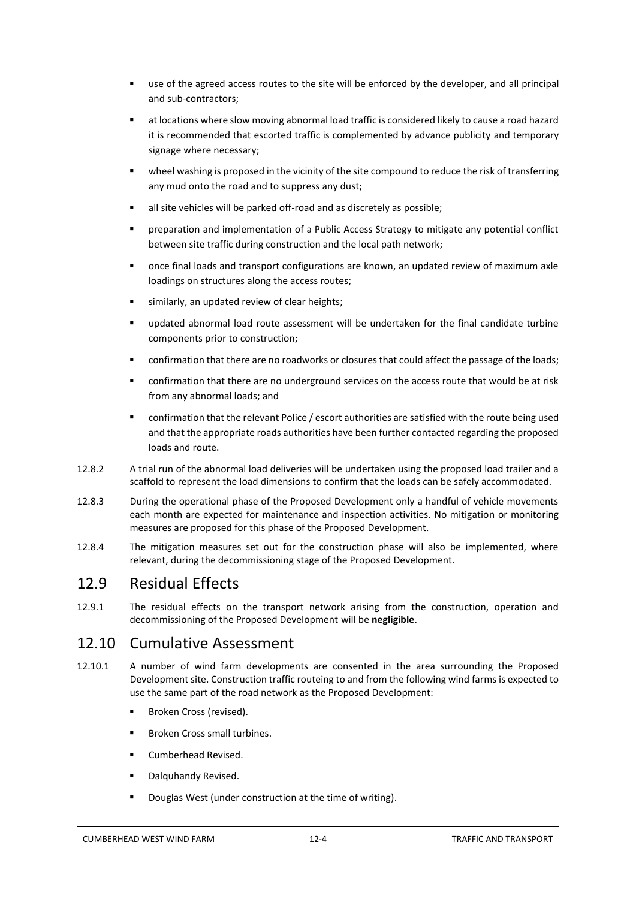- use of the agreed access routes to the site will be enforced by the developer, and all principal and sub-contractors;
- at locations where slow moving abnormal load traffic is considered likely to cause a road hazard it is recommended that escorted traffic is complemented by advance publicity and temporary signage where necessary;
- wheel washing is proposed in the vicinity of the site compound to reduce the risk of transferring any mud onto the road and to suppress any dust;
- all site vehicles will be parked off-road and as discretely as possible;
- preparation and implementation of a Public Access Strategy to mitigate any potential conflict between site traffic during construction and the local path network;
- once final loads and transport configurations are known, an updated review of maximum axle loadings on structures along the access routes;
- similarly, an updated review of clear heights;
- updated abnormal load route assessment will be undertaken for the final candidate turbine components prior to construction;
- confirmation that there are no roadworks or closures that could affect the passage of the loads;
- confirmation that there are no underground services on the access route that would be at risk from any abnormal loads; and
- confirmation that the relevant Police / escort authorities are satisfied with the route being used and that the appropriate roads authorities have been further contacted regarding the proposed loads and route.

12.8.2 A trial run of the abnormal load deliveries will be undertaken using the proposed load trailer and a scaffold to represent the load dimensions to confirm that the loads can be safely accommodated.

12.8.3 During the operational phase of the Proposed Development only a handful of vehicle movements each month are expected for maintenance and inspection activities. No mitigation or monitoring measures are proposed for this phase of the Proposed Development.

12.8.4 The mitigation measures set out for the construction phase will also be implemented, where relevant, during the decommissioning stage of the Proposed Development.

## 12.9 Residual Effects

12.9.1 The residual effects on the transport network arising from the construction, operation and decommissioning of the Proposed Development will be **negligible**.

## 12.10 Cumulative Assessment

12.10.1 A number of wind farm developments are consented in the area surrounding the Proposed Development site. Construction traffic routeing to and from the following wind farms is expected to use the same part of the road network as the Proposed Development:

- Broken Cross (revised).
- Broken Cross small turbines.
- Cumberhead Revised.
- Dalquhandy Revised.
- Douglas West (under construction at the time of writing).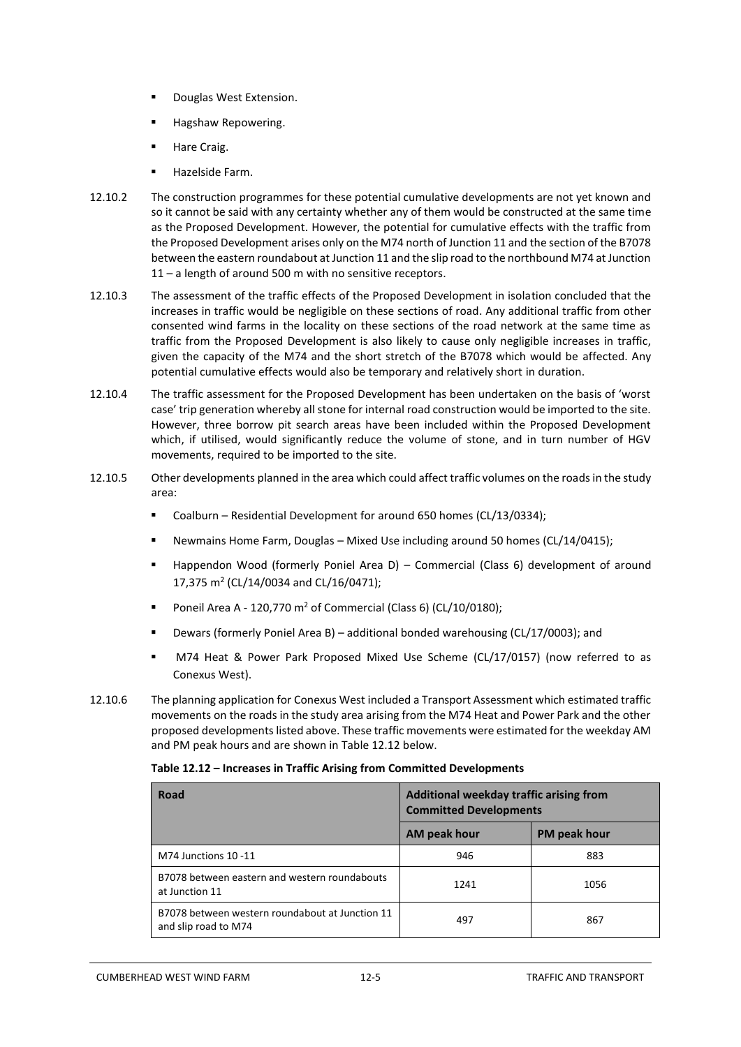- Douglas West Extension.
- Hagshaw Repowering.
- Hare Craig.
- Hazelside Farm.

12.10.2 The construction programmes for these potential cumulative developments are not yet known and so it cannot be said with any certainty whether any of them would be constructed at the same time as the Proposed Development. However, the potential for cumulative effects with the traffic from the Proposed Development arises only on the M74 north of Junction 11 and the section of the B7078 between the eastern roundabout at Junction 11 and the slip road to the northbound M74 at Junction 11 – a length of around 500 m with no sensitive receptors.

12.10.3 The assessment of the traffic effects of the Proposed Development in isolation concluded that the increases in traffic would be negligible on these sections of road. Any additional traffic from other consented wind farms in the locality on these sections of the road network at the same time as traffic from the Proposed Development is also likely to cause only negligible increases in traffic, given the capacity of the M74 and the short stretch of the B7078 which would be affected. Any potential cumulative effects would also be temporary and relatively short in duration.

12.10.4 The traffic assessment for the Proposed Development has been undertaken on the basis of 'worst case' trip generation whereby all stone for internal road construction would be imported to the site. However, three borrow pit search areas have been included within the Proposed Development which, if utilised, would significantly reduce the volume of stone, and in turn number of HGV movements, required to be imported to the site.

12.10.5 Other developments planned in the area which could affect traffic volumes on the roads in the study area:

- Coalburn – Residential Development for around 650 homes (CL/13/0334);
- Newmains Home Farm, Douglas – Mixed Use including around 50 homes (CL/14/0415);
- Happendon Wood (formerly Poniel Area D) – Commercial (Class 6) development of around 17,375 m$^2$ (CL/14/0034 and CL/16/0471);
- Poneil Area A - 120,770 m$^2$ of Commercial (Class 6) (CL/10/0180);
- Dewars (formerly Poniel Area B) – additional bonded warehousing (CL/17/0003); and
- M74 Heat & Power Park Proposed Mixed Use Scheme (CL/17/0157) (now referred to as Conexus West).

12.10.6 The planning application for Conexus West included a Transport Assessment which estimated traffic movements on the roads in the study area arising from the M74 Heat and Power Park and the other proposed developments listed above. These traffic movements were estimated for the weekday AM and PM peak hours and are shown in Table 12.12 below.

**Table 12.12 – Increases in Traffic Arising from Committed Developments**

| Road | Additional weekday traffic arising from Committed Developments | |
|---|---|---|
| | AM peak hour | PM peak hour |
| M74 Junctions 10 -11 | 946 | 883 |
| B7078 between eastern and western roundabouts at Junction 11 | 1241 | 1056 |
| B7078 between western roundabout at Junction 11 and slip road to M74 | 497 | 867 |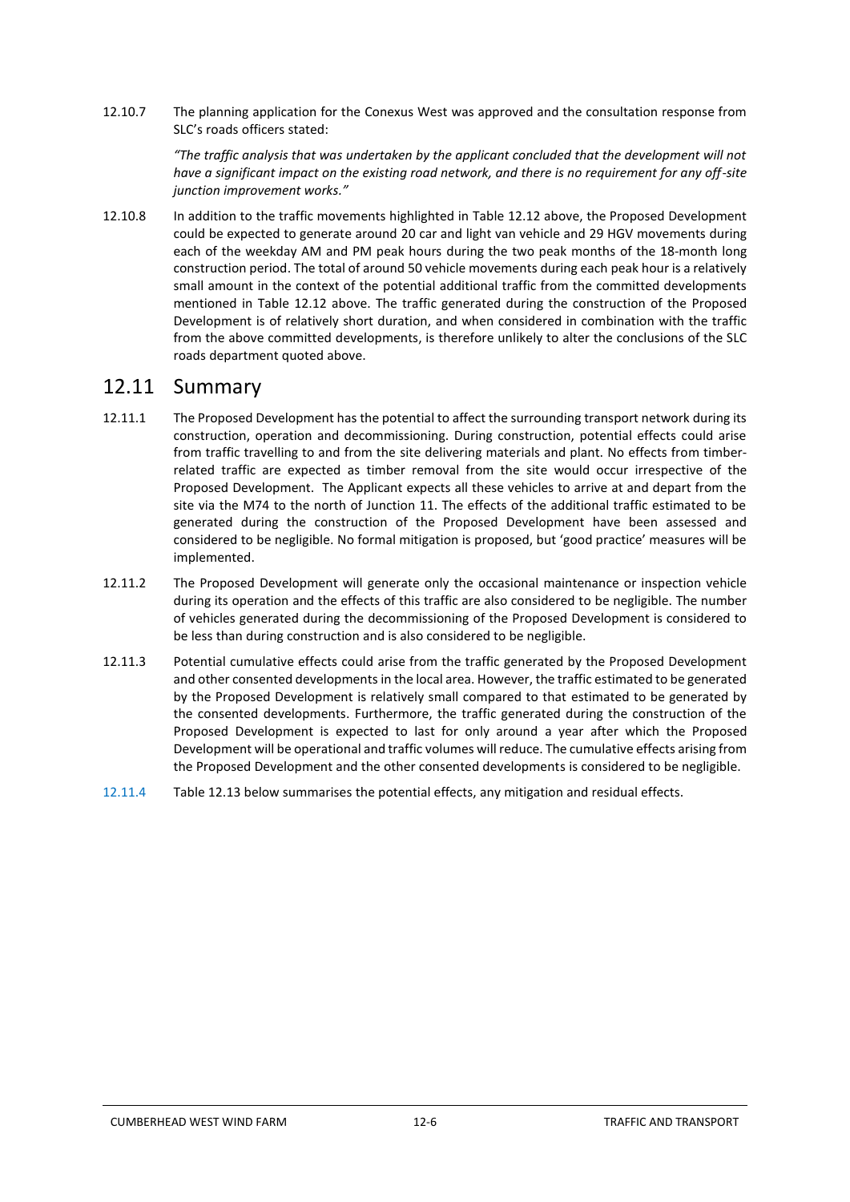12.10.7 The planning application for the Conexus West was approved and the consultation response from SLC's roads officers stated:

> *"The traffic analysis that was undertaken by the applicant concluded that the development will not have a significant impact on the existing road network, and there is no requirement for any off-site junction improvement works."*

12.10.8 In addition to the traffic movements highlighted in Table 12.12 above, the Proposed Development could be expected to generate around 20 car and light van vehicle and 29 HGV movements during each of the weekday AM and PM peak hours during the two peak months of the 18-month long construction period. The total of around 50 vehicle movements during each peak hour is a relatively small amount in the context of the potential additional traffic from the committed developments mentioned in Table 12.12 above. The traffic generated during the construction of the Proposed Development is of relatively short duration, and when considered in combination with the traffic from the above committed developments, is therefore unlikely to alter the conclusions of the SLC roads department quoted above.

## 12.11 Summary

12.11.1 The Proposed Development has the potential to affect the surrounding transport network during its construction, operation and decommissioning. During construction, potential effects could arise from traffic travelling to and from the site delivering materials and plant. No effects from timber-related traffic are expected as timber removal from the site would occur irrespective of the Proposed Development. The Applicant expects all these vehicles to arrive at and depart from the site via the M74 to the north of Junction 11. The effects of the additional traffic estimated to be generated during the construction of the Proposed Development have been assessed and considered to be negligible. No formal mitigation is proposed, but 'good practice' measures will be implemented.

12.11.2 The Proposed Development will generate only the occasional maintenance or inspection vehicle during its operation and the effects of this traffic are also considered to be negligible. The number of vehicles generated during the decommissioning of the Proposed Development is considered to be less than during construction and is also considered to be negligible.

12.11.3 Potential cumulative effects could arise from the traffic generated by the Proposed Development and other consented developments in the local area. However, the traffic estimated to be generated by the Proposed Development is relatively small compared to that estimated to be generated by the consented developments. Furthermore, the traffic generated during the construction of the Proposed Development is expected to last for only around a year after which the Proposed Development will be operational and traffic volumes will reduce. The cumulative effects arising from the Proposed Development and the other consented developments is considered to be negligible.

12.11.4 Table 12.13 below summarises the potential effects, any mitigation and residual effects.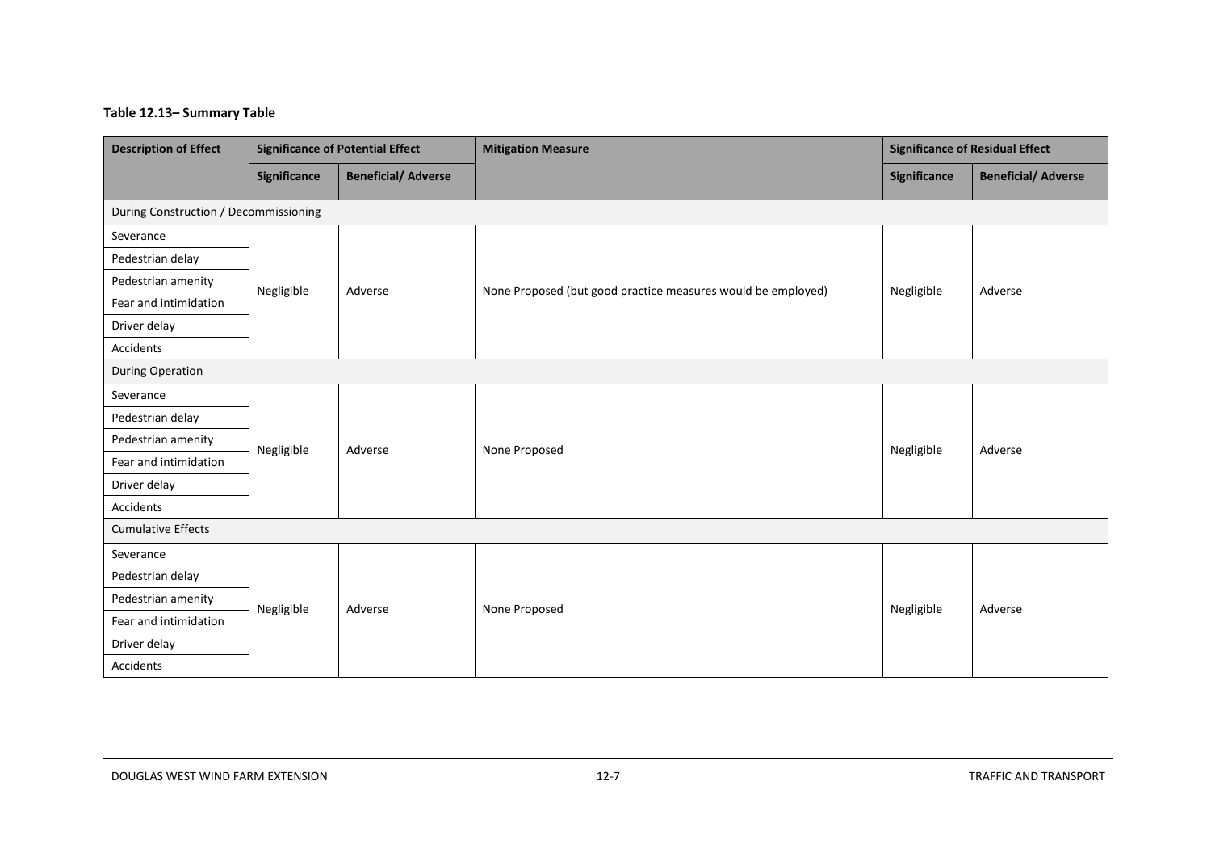**Table 12.13– Summary Table**

| Description of Effect | Significance of Potential Effect | | Mitigation Measure | Significance of Residual Effect | |
|---|---|---|---|---|---|
| | Significance | Beneficial/ Adverse | | Significance | Beneficial/ Adverse |
| During Construction / Decommissioning | | | | | |
| Severance | Negligible | Adverse | None Proposed (but good practice measures would be employed) | Negligible | Adverse |
| Pedestrian delay | | | | | |
| Pedestrian amenity | | | | | |
| Fear and intimidation | | | | | |
| Driver delay | | | | | |
| Accidents | | | | | |
| During Operation | | | | | |
| Severance | Negligible | Adverse | None Proposed | Negligible | Adverse |
| Pedestrian delay | | | | | |
| Pedestrian amenity | | | | | |
| Fear and intimidation | | | | | |
| Driver delay | | | | | |
| Accidents | | | | | |
| Cumulative Effects | | | | | |
| Severance | Negligible | Adverse | None Proposed | Negligible | Adverse |
| Pedestrian delay | | | | | |
| Pedestrian amenity | | | | | |
| Fear and intimidation | | | | | |
| Driver delay | | | | | |
| Accidents | | | | | |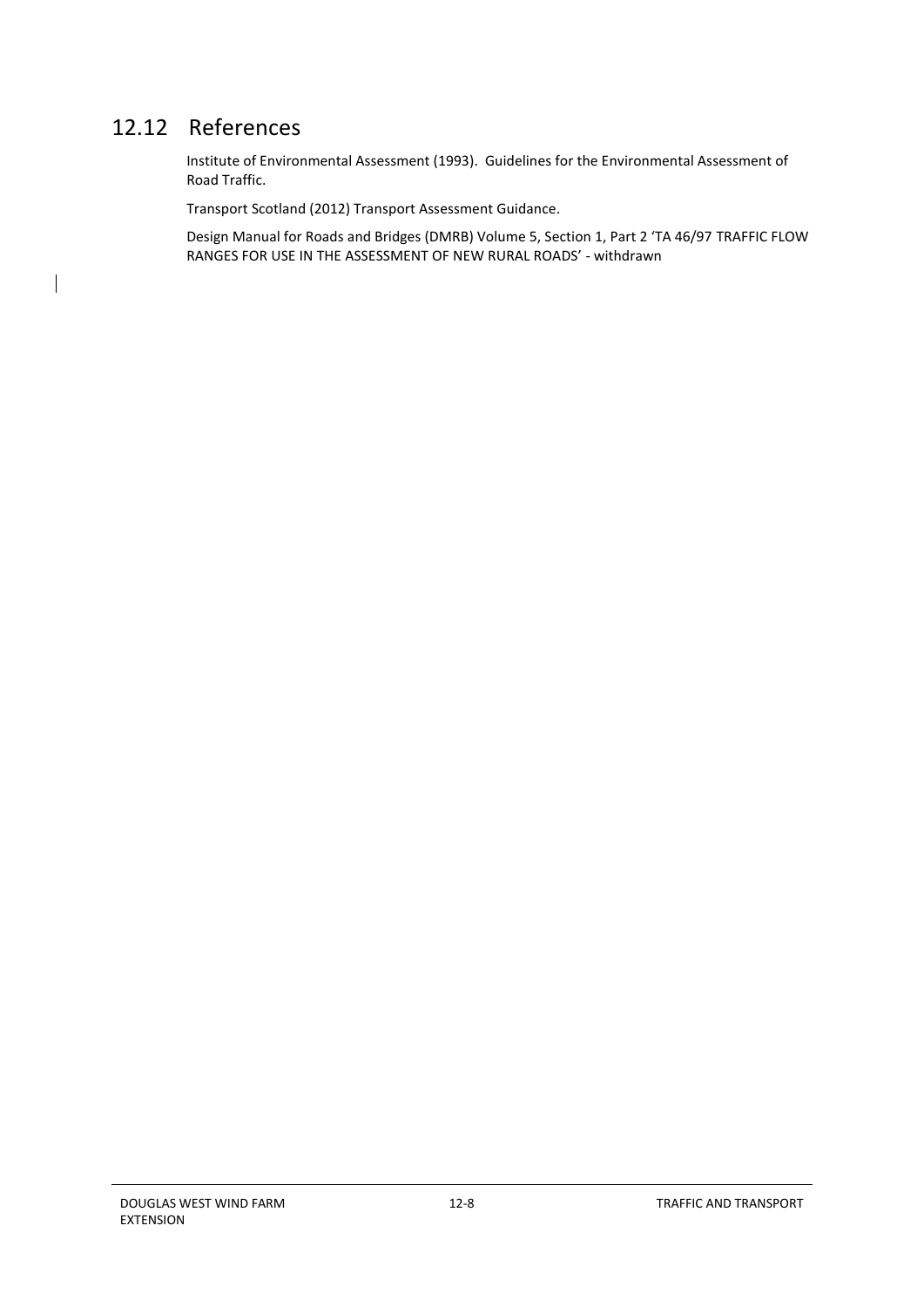## 12.12 References

Institute of Environmental Assessment (1993). Guidelines for the Environmental Assessment of Road Traffic.

Transport Scotland (2012) Transport Assessment Guidance.

Design Manual for Roads and Bridges (DMRB) Volume 5, Section 1, Part 2 'TA 46/97 TRAFFIC FLOW RANGES FOR USE IN THE ASSESSMENT OF NEW RURAL ROADS' - withdrawn